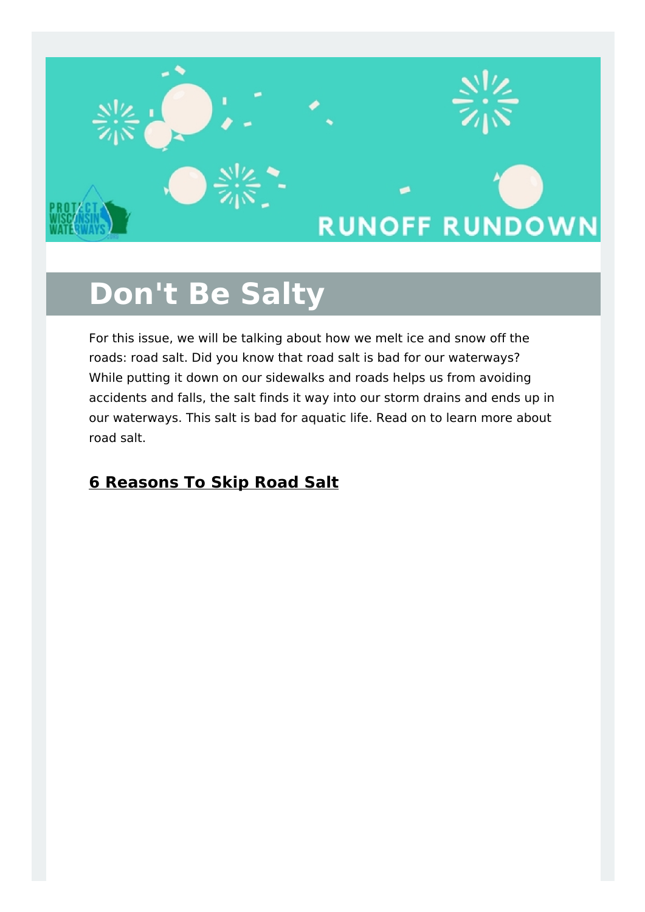# Don't Be Salty

For this issue, we will be talking about how we melt ice and snow off the roads: road salt. Did you know that road salt is bad for our waterways? While putting it down on our sidewalks and roads helps us from avoiding accidents and falls, the salt finds it way into our storm drains and ends up in our waterways. This salt is bad for aquatic life. Read on to learn more about road salt.

## 6 Reasons To Skip Road Salt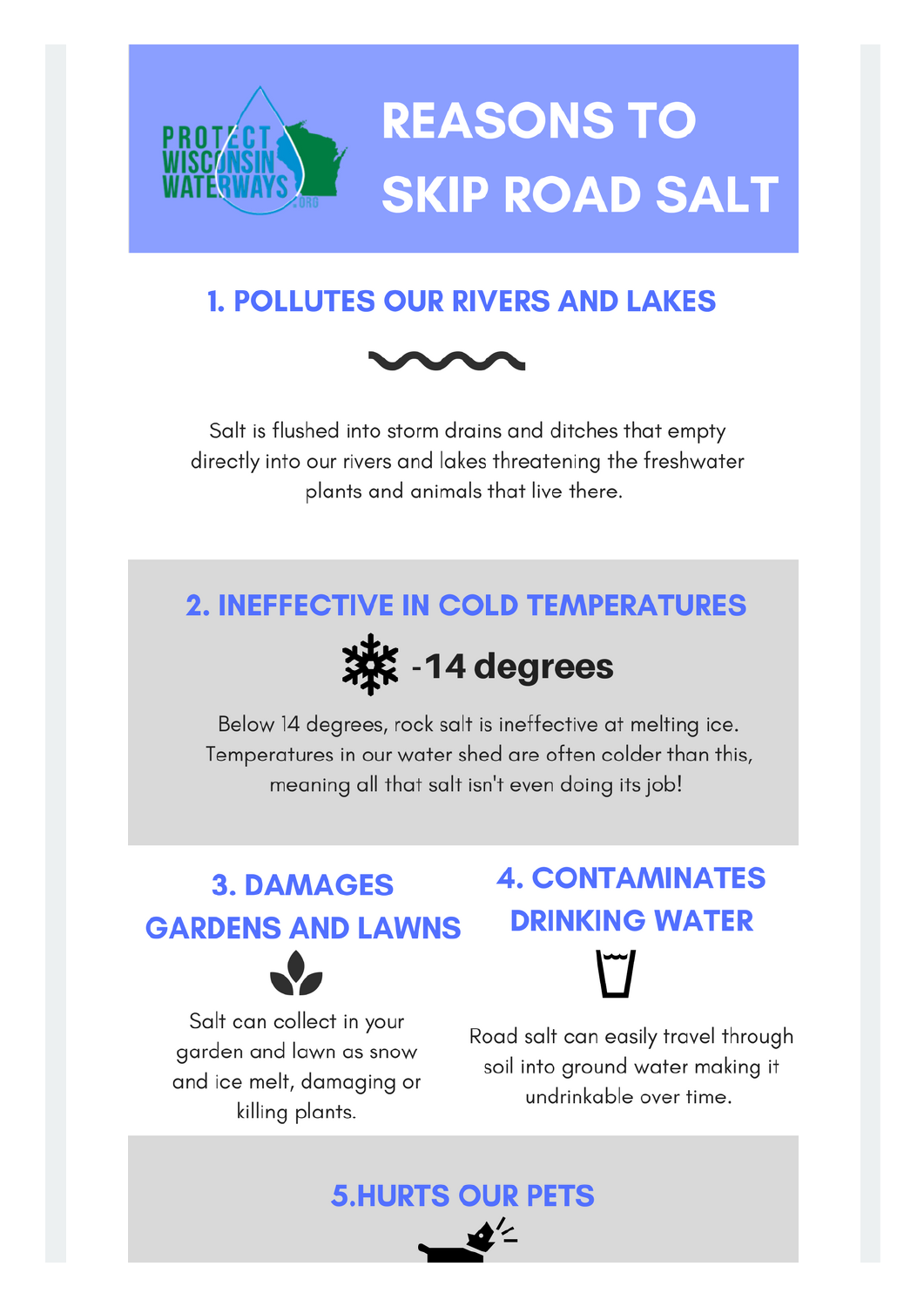PROTECT WISCONSIN WATERWAYS .ORG

# REASONS TO SKIP ROAD SALT

## 1. POLLUTES OUR RIVERS AND LAKES

Salt is flushed into storm drains and ditches that empty directly into our rivers and lakes threatening the freshwater plants and animals that live there.

## 2. INEFFECTIVE IN COLD TEMPERATURES

**-14 degrees**

Below 14 degrees, rock salt is ineffective at melting ice. Temperatures in our water shed are often colder than this, meaning all that salt isn't even doing its job!

## 3. DAMAGES GARDENS AND LAWNS

Salt can collect in your garden and lawn as snow and ice melt, damaging or killing plants.

## 4. CONTAMINATES DRINKING WATER

Road salt can easily travel through soil into ground water making it undrinkable over time.

## 5.HURTS OUR PETS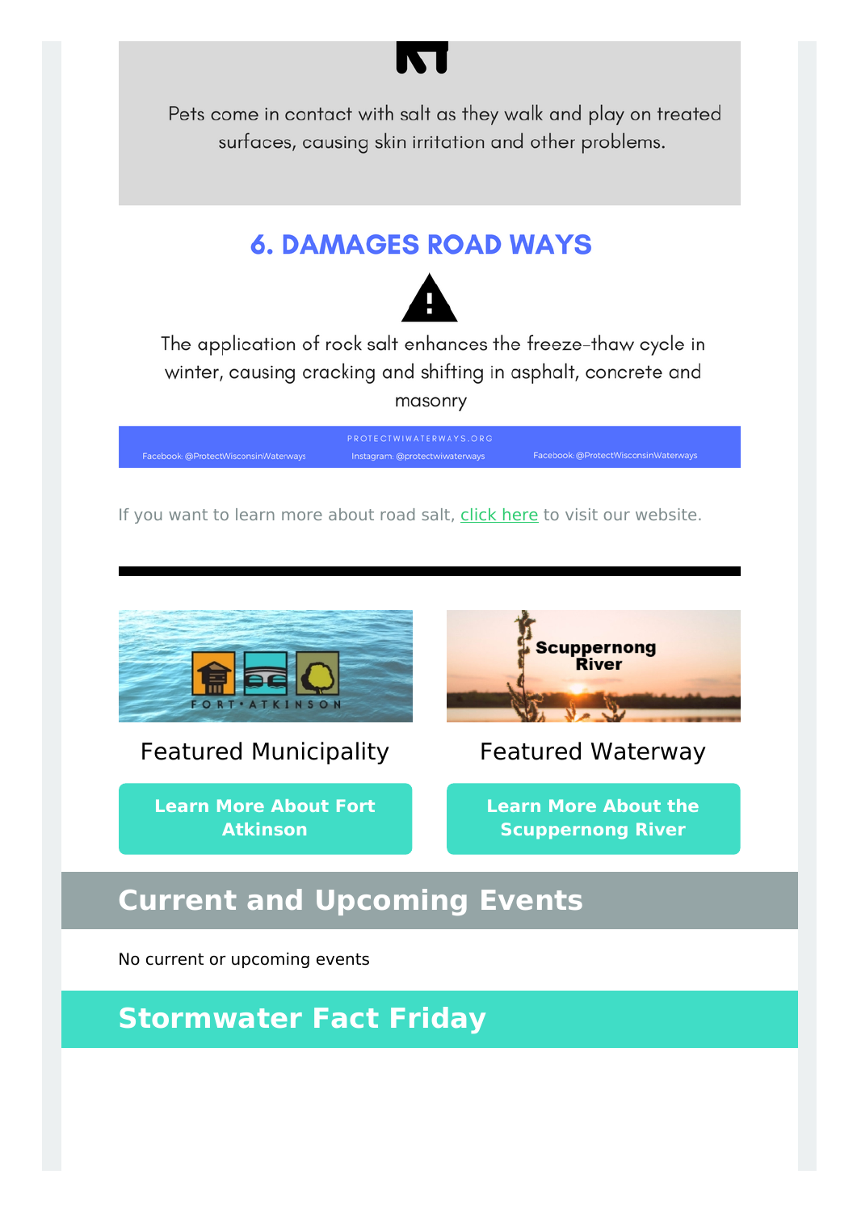Pets come in contact with salt as they walk and play on treated surfaces, causing skin irritation and other problems.

## 6. DAMAGES ROAD WAYS

The application of rock salt enhances the freeze-thaw cycle in winter, causing cracking and shifting in asphalt, concrete and masonry

PROTECTWIWATERWAYS.ORG

Facebook: @ProtectWisconsinWaterways Instagram: @protectwiwaterways Facebook: @ProtectWisconsinWaterways

If you want to learn more about road salt, click here to visit our website.

---

Featured Municipality

Learn More About Fort Atkinson

Featured Waterway

Learn More About the Scuppernong River

## Current and Upcoming Events

No current or upcoming events

## Stormwater Fact Friday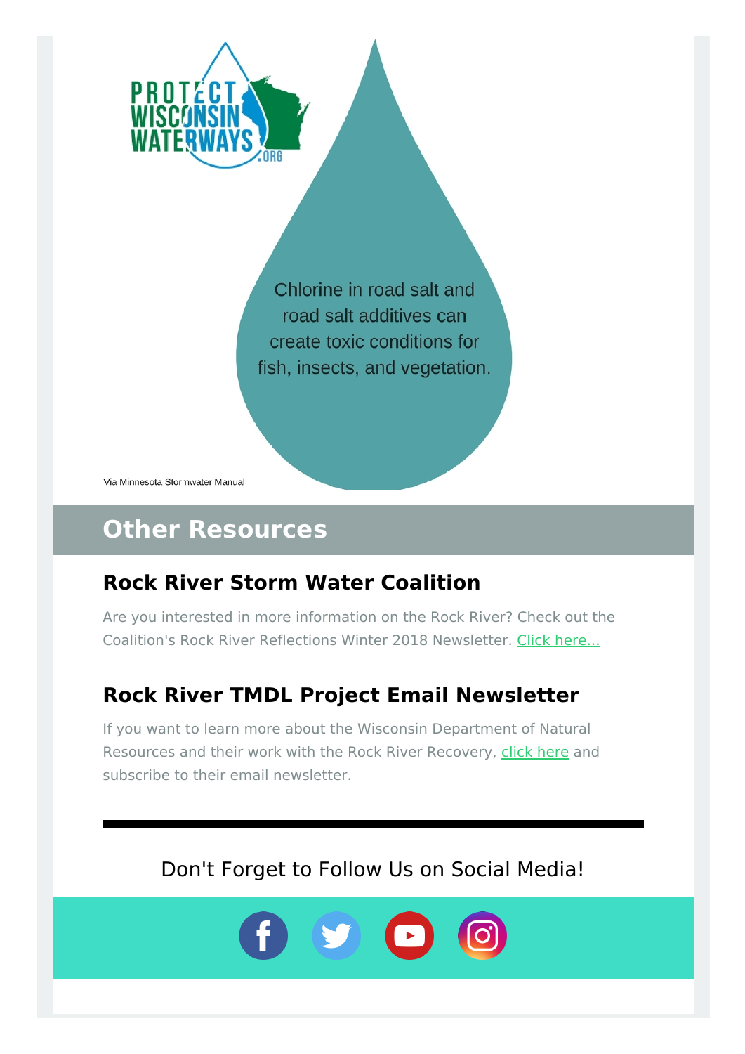PROTECT WISCONSIN WATERWAYS .ORG

Chlorine in road salt and road salt additives can create toxic conditions for fish, insects, and vegetation.

Via Minnesota Stormwater Manual

## Other Resources

### Rock River Storm Water Coalition

Are you interested in more information on the Rock River? Check out the Coalition's Rock River Reflections Winter 2018 Newsletter. Click here...

### Rock River TMDL Project Email Newsletter

If you want to learn more about the Wisconsin Department of Natural Resources and their work with the Rock River Recovery, click here and subscribe to their email newsletter.

---

Don't Forget to Follow Us on Social Media!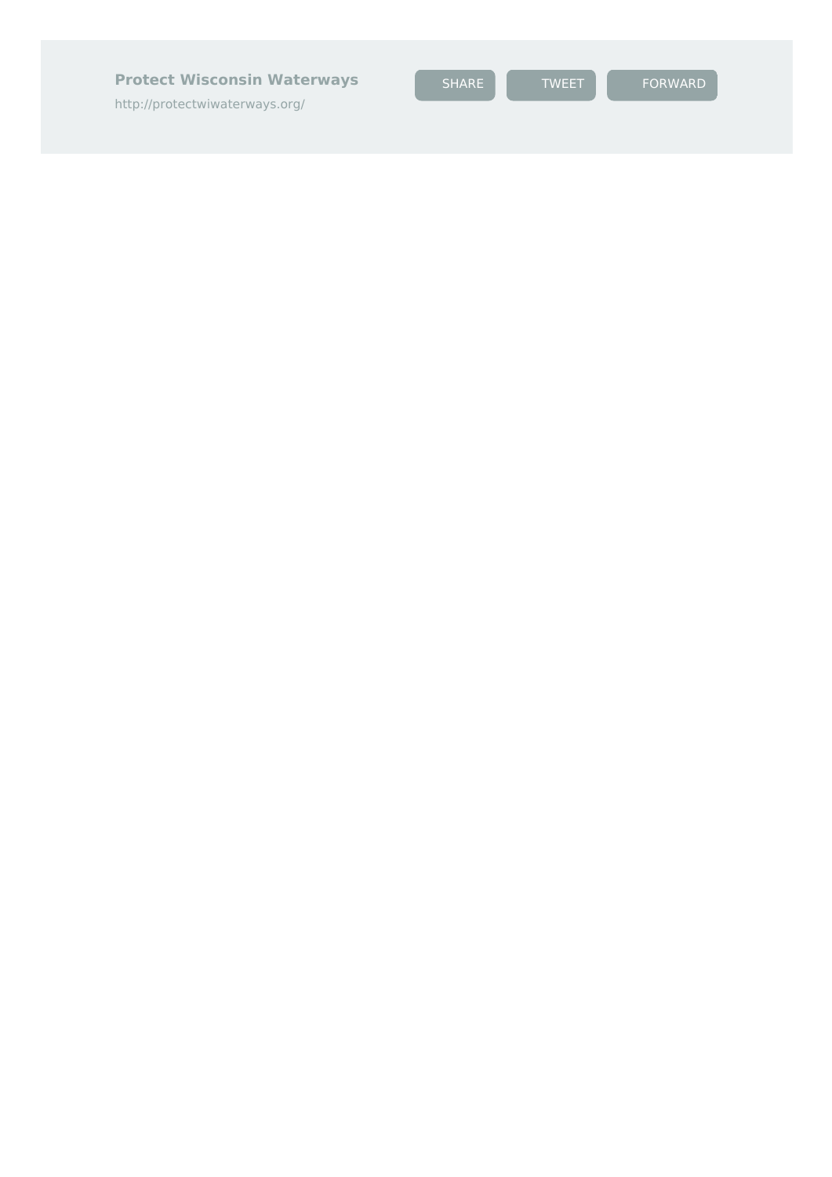**Protect Wisconsin Waterways**

http://protectwiwaterways.org/

SHARE TWEET FORWARD